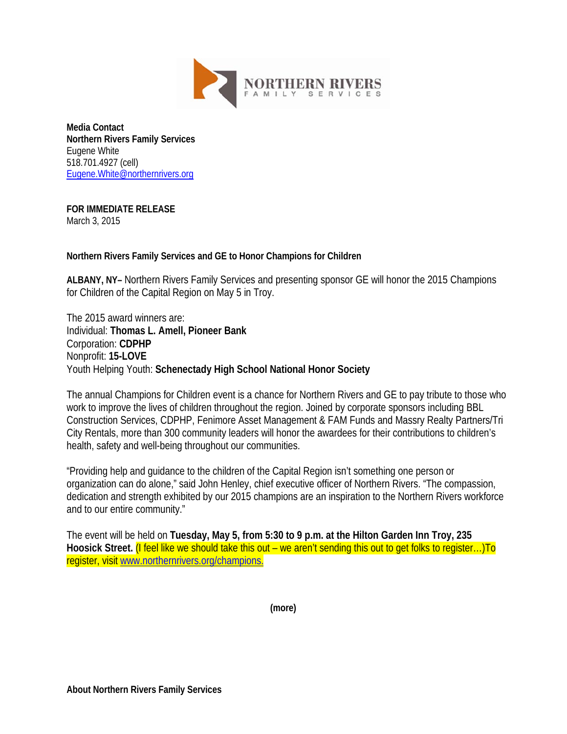**NORTHERN RIVERS**
FAMILY SERVICES

**Media Contact**
**Northern Rivers Family Services**
Eugene White
518.701.4927 (cell)
Eugene.White@northernrivers.org

**FOR IMMEDIATE RELEASE**
March 3, 2015

**Northern Rivers Family Services and GE to Honor Champions for Children**

**ALBANY, NY–** Northern Rivers Family Services and presenting sponsor GE will honor the 2015 Champions for Children of the Capital Region on May 5 in Troy.

The 2015 award winners are:
Individual: **Thomas L. Amell, Pioneer Bank**
Corporation: **CDPHP**
Nonprofit: **15-LOVE**
Youth Helping Youth: **Schenectady High School National Honor Society**

The annual Champions for Children event is a chance for Northern Rivers and GE to pay tribute to those who work to improve the lives of children throughout the region. Joined by corporate sponsors including BBL Construction Services, CDPHP, Fenimore Asset Management & FAM Funds and Massry Realty Partners/Tri City Rentals, more than 300 community leaders will honor the awardees for their contributions to children's health, safety and well-being throughout our communities.

"Providing help and guidance to the children of the Capital Region isn't something one person or organization can do alone," said John Henley, chief executive officer of Northern Rivers. "The compassion, dedication and strength exhibited by our 2015 champions are an inspiration to the Northern Rivers workforce and to our entire community."

The event will be held on **Tuesday, May 5, from 5:30 to 9 p.m. at the Hilton Garden Inn Troy, 235 Hoosick Street.** (I feel like we should take this out – we aren't sending this out to get folks to register…)To register, visit www.northernrivers.org/champions.

**(more)**

**About Northern Rivers Family Services**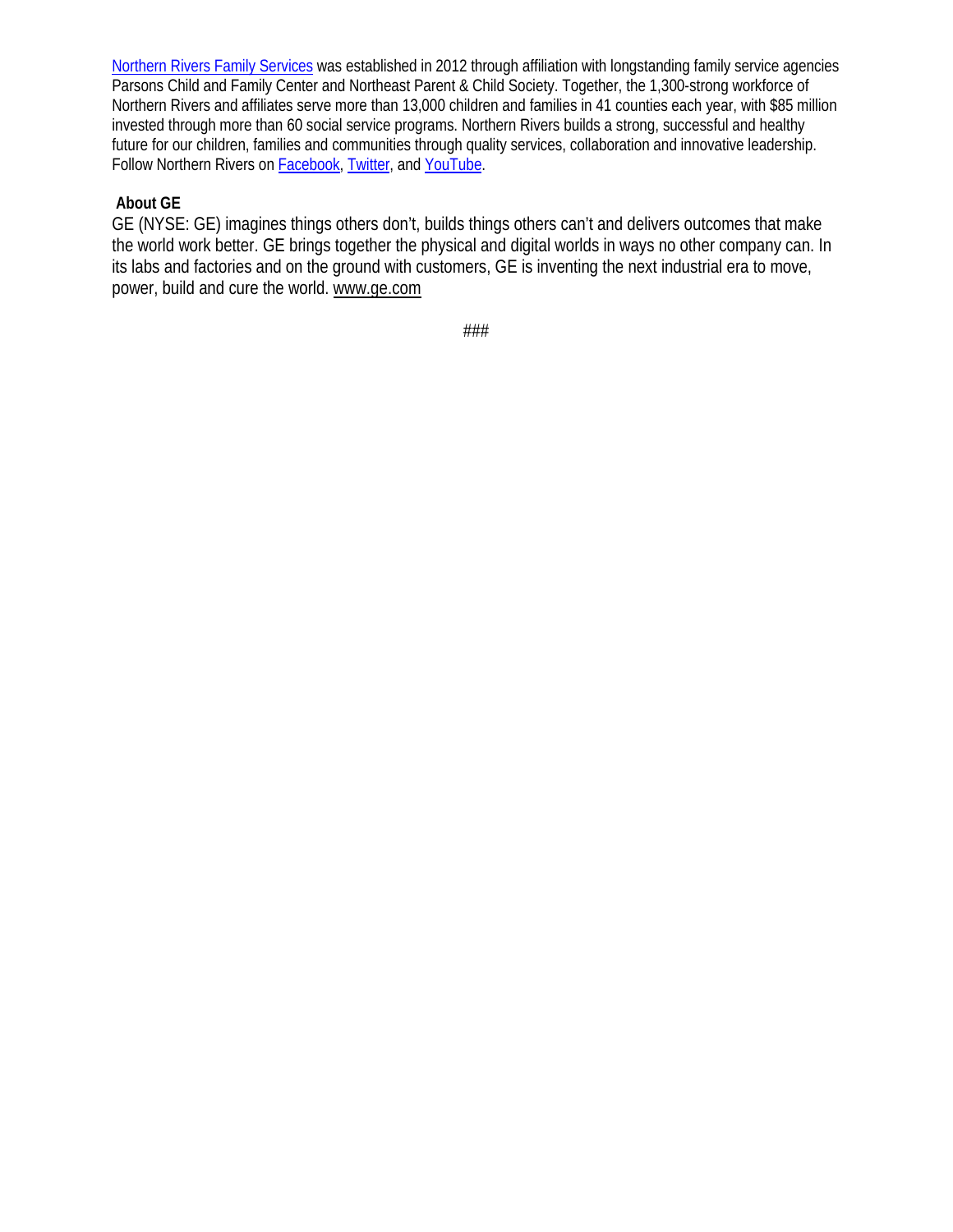Northern Rivers Family Services was established in 2012 through affiliation with longstanding family service agencies Parsons Child and Family Center and Northeast Parent & Child Society. Together, the 1,300-strong workforce of Northern Rivers and affiliates serve more than 13,000 children and families in 41 counties each year, with $85 million invested through more than 60 social service programs. Northern Rivers builds a strong, successful and healthy future for our children, families and communities through quality services, collaboration and innovative leadership. Follow Northern Rivers on Facebook, Twitter, and YouTube.

**About GE**

GE (NYSE: GE) imagines things others don't, builds things others can't and delivers outcomes that make the world work better. GE brings together the physical and digital worlds in ways no other company can. In its labs and factories and on the ground with customers, GE is inventing the next industrial era to move, power, build and cure the world. www.ge.com

###